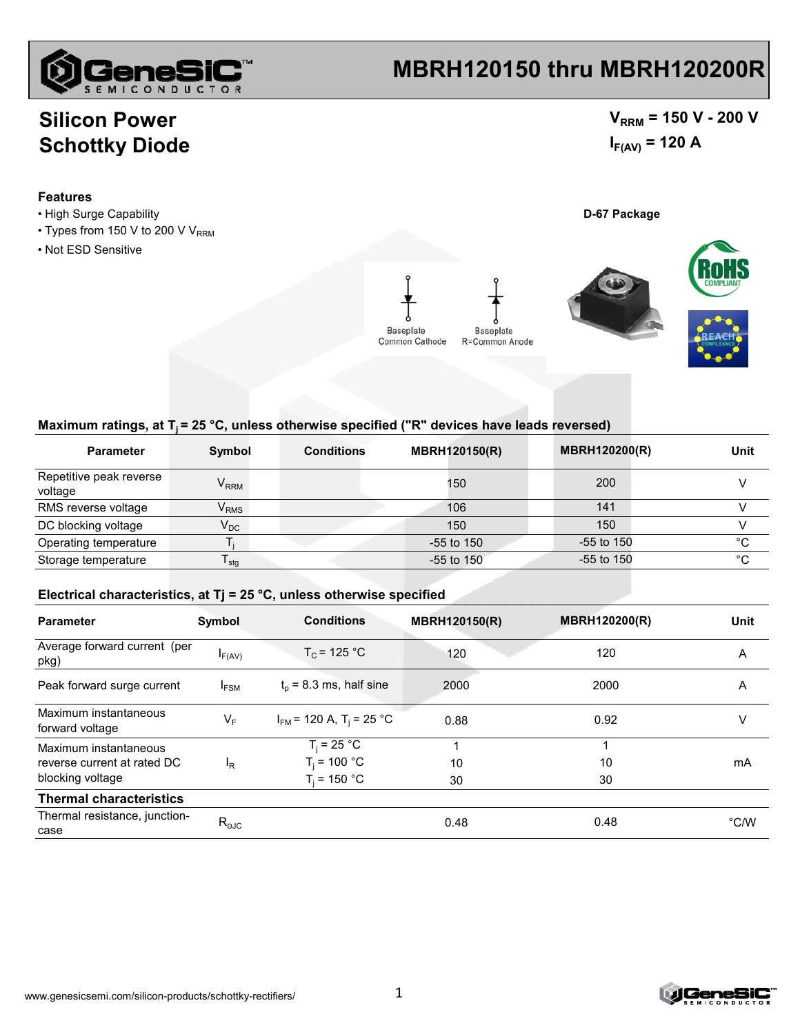# MBRH120150 thru MBRH120200R

## Silicon Power Schottky Diode

$V_{RRM}$ = 150 V - 200 V

$I_{F(AV)}$ = 120 A

### Features

- High Surge Capability
- Types from 150 V to 200 V $V_{RRM}$
- Not ESD Sensitive

D-67 Package

Baseplate Common Cathode

Baseplate R=Common Anode

### Maximum ratings, at $T_j$ = 25 °C, unless otherwise specified ("R" devices have leads reversed)

| Parameter | Symbol | Conditions | MBRH120150(R) | MBRH120200(R) | Unit |
|---|---|---|---|---|---|
| Repetitive peak reverse voltage | $V_{RRM}$ | | 150 | 200 | V |
| RMS reverse voltage | $V_{RMS}$ | | 106 | 141 | V |
| DC blocking voltage | $V_{DC}$ | | 150 | 150 | V |
| Operating temperature | $T_j$ | | -55 to 150 | -55 to 150 | °C |
| Storage temperature | $T_{stg}$ | | -55 to 150 | -55 to 150 | °C |

### Electrical characteristics, at Tj = 25 °C, unless otherwise specified

| Parameter | Symbol | Conditions | MBRH120150(R) | MBRH120200(R) | Unit |
|---|---|---|---|---|---|
| Average forward current (per pkg) | $I_{F(AV)}$ | $T_C$ = 125 °C | 120 | 120 | A |
| Peak forward surge current | $I_{FSM}$ | $t_p$ = 8.3 ms, half sine | 2000 | 2000 | A |
| Maximum instantaneous forward voltage | $V_F$ | $I_{FM}$ = 120 A, $T_j$ = 25 °C | 0.88 | 0.92 | V |
| Maximum instantaneous reverse current at rated DC blocking voltage | $I_R$ | $T_j$ = 25 °C<br>$T_j$ = 100 °C<br>$T_j$ = 150 °C | 1<br>10<br>30 | 1<br>10<br>30 | mA |
| **Thermal characteristics** | | | | | |
| Thermal resistance, junction-case | $R_{\theta JC}$ | | 0.48 | 0.48 | °C/W |

www.genesicsemi.com/silicon-products/schottky-rectifiers/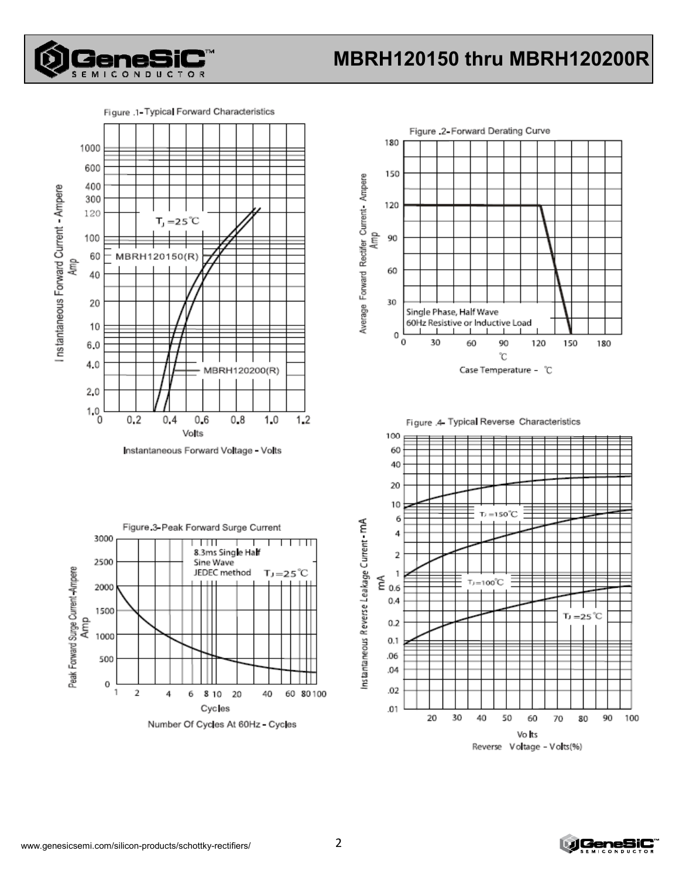Figure .1- Typical Forward Characteristics

$T_J = 25$℃

MBRH120150(R)

MBRH120200(R)

Instantaneous Forward Current - Ampere Amp

Volts

Instantaneous Forward Voltage - Volts

Figure .2- Forward Derating Curve

Single Phase, Half Wave
60Hz Resistive or Inductive Load

Average Forward Rectifer Current- Ampere Amp

℃

Case Temperature - ℃

Figure.3- Peak Forward Surge Current

8.3ms Single Half
Sine Wave
JEDEC method $T_J = 25$℃

Peak Forward Surge Current -Ampere Amp

Cycles

Number Of Cycles At 60Hz - Cycles

Figure .4- Typical Reverse Characteristics

$T_J = 150$℃

$T_J = 100$℃

$T_J = 25$℃

Instantaneous Reverse Leakage Current - mA

mA

Volts

Reverse Voltage - Volts(%)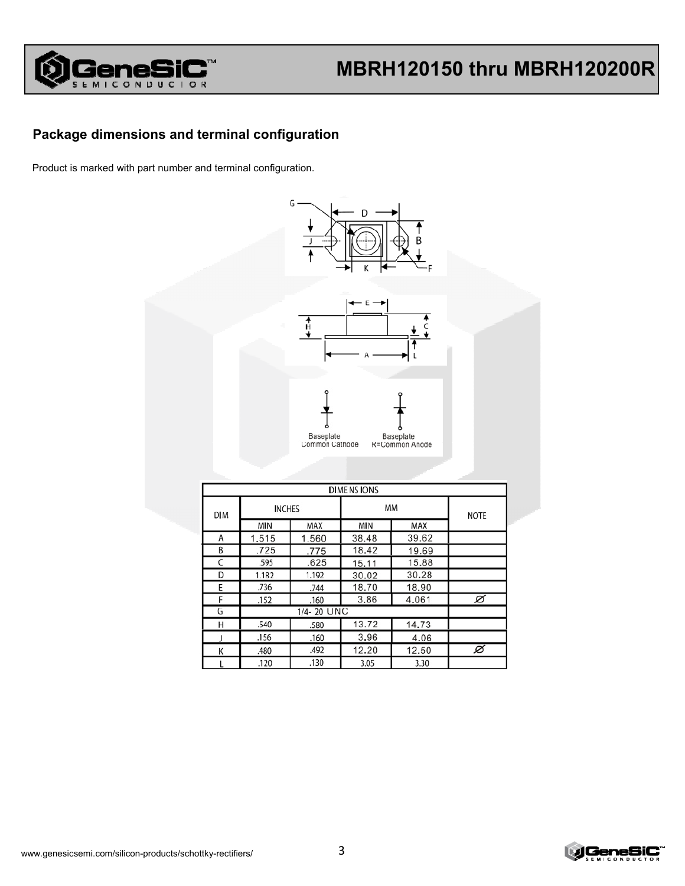## Package dimensions and terminal configuration

Product is marked with part number and terminal configuration.

G
D
J
B
K
F
E
H
C
A
L

Baseplate
Common Cathode

Baseplate
R=Common Anode

| DIMENSIONS | | | | | |
|---|---|---|---|---|---|
| DIM | INCHES | | MM | | NOTE |
| | MIN | MAX | MIN | MAX | |
| A | 1.515 | 1.560 | 38.48 | 39.62 | |
| B | .725 | .775 | 18.42 | 19.69 | |
| C | .595 | .625 | 15.11 | 15.88 | |
| D | 1.182 | 1.192 | 30.02 | 30.28 | |
| E | .736 | .744 | 18.70 | 18.90 | |
| F | .152 | .160 | 3.86 | 4.061 | Ø |
| G | 1/4- 20 UNC | | | | |
| H | .540 | .580 | 13.72 | 14.73 | |
| J | .156 | .160 | 3.96 | 4.06 | |
| K | .480 | .492 | 12.20 | 12.50 | Ø |
| L | .120 | .130 | 3.05 | 3.30 | |

www.genesicsemi.com/silicon-products/schottky-rectifiers/